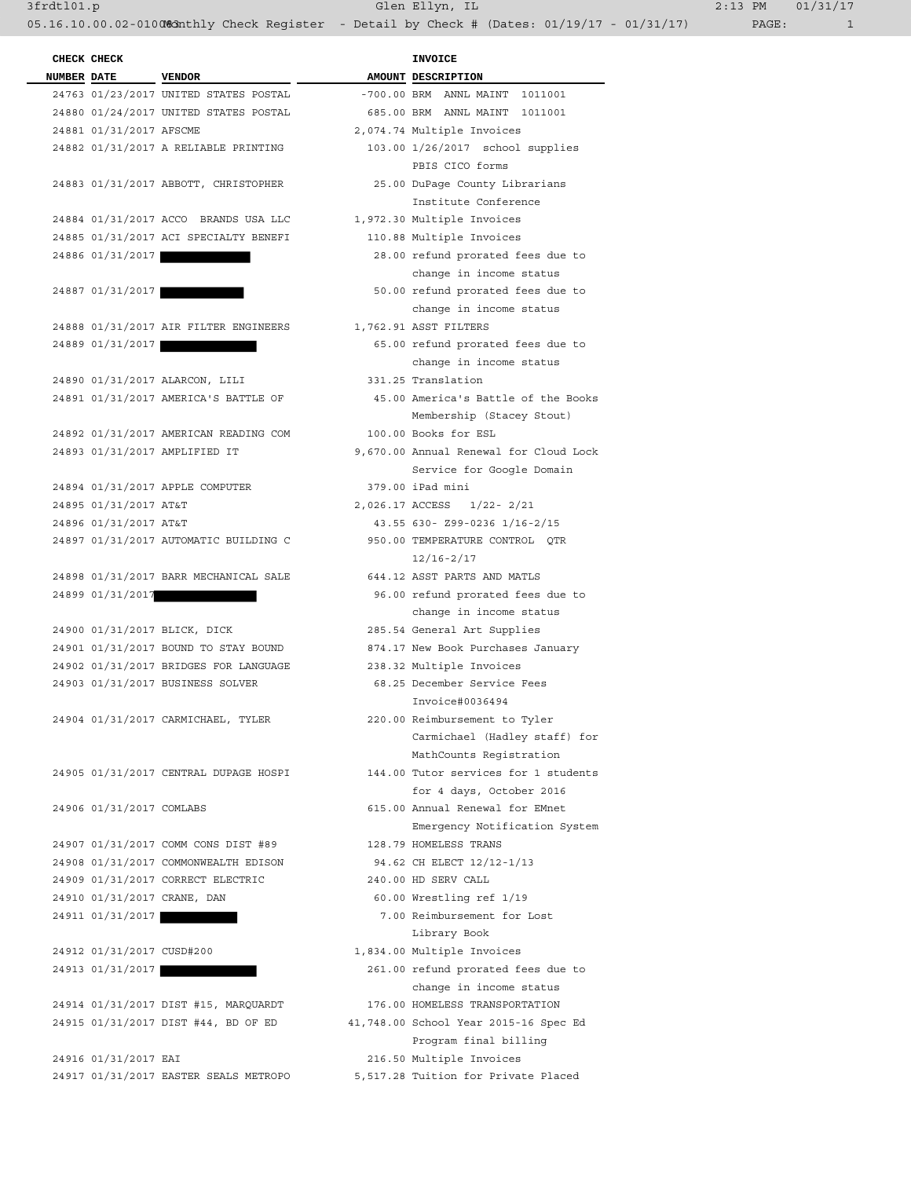| CHECK NUMBER | CHECK DATE | VENDOR | AMOUNT | INVOICE DESCRIPTION |
|---|---|---|---|---|
| 24763 | 01/23/2017 | UNITED STATES POSTAL | -700.00 | BRM ANNL MAINT 1011001 |
| 24880 | 01/24/2017 | UNITED STATES POSTAL | 685.00 | BRM ANNL MAINT 1011001 |
| 24881 | 01/31/2017 | AFSCME | 2,074.74 | Multiple Invoices |
| 24882 | 01/31/2017 | A RELIABLE PRINTING | 103.00 | 1/26/2017 school supplies PBIS CICO forms |
| 24883 | 01/31/2017 | ABBOTT, CHRISTOPHER | 25.00 | DuPage County Librarians Institute Conference |
| 24884 | 01/31/2017 | ACCO BRANDS USA LLC | 1,972.30 | Multiple Invoices |
| 24885 | 01/31/2017 | ACI SPECIALTY BENEFI | 110.88 | Multiple Invoices |
| 24886 | 01/31/2017 | | 28.00 | refund prorated fees due to change in income status |
| 24887 | 01/31/2017 | | 50.00 | refund prorated fees due to change in income status |
| 24888 | 01/31/2017 | AIR FILTER ENGINEERS | 1,762.91 | ASST FILTERS |
| 24889 | 01/31/2017 | | 65.00 | refund prorated fees due to change in income status |
| 24890 | 01/31/2017 | ALARCON, LILI | 331.25 | Translation |
| 24891 | 01/31/2017 | AMERICA'S BATTLE OF | 45.00 | America's Battle of the Books Membership (Stacey Stout) |
| 24892 | 01/31/2017 | AMERICAN READING COM | 100.00 | Books for ESL |
| 24893 | 01/31/2017 | AMPLIFIED IT | 9,670.00 | Annual Renewal for Cloud Lock Service for Google Domain |
| 24894 | 01/31/2017 | APPLE COMPUTER | 379.00 | iPad mini |
| 24895 | 01/31/2017 | AT&T | 2,026.17 | ACCESS 1/22- 2/21 |
| 24896 | 01/31/2017 | AT&T | 43.55 | 630- Z99-0236 1/16-2/15 |
| 24897 | 01/31/2017 | AUTOMATIC BUILDING C | 950.00 | TEMPERATURE CONTROL QTR 12/16-2/17 |
| 24898 | 01/31/2017 | BARR MECHANICAL SALE | 644.12 | ASST PARTS AND MATLS |
| 24899 | 01/31/2017 | | 96.00 | refund prorated fees due to change in income status |
| 24900 | 01/31/2017 | BLICK, DICK | 285.54 | General Art Supplies |
| 24901 | 01/31/2017 | BOUND TO STAY BOUND | 874.17 | New Book Purchases January |
| 24902 | 01/31/2017 | BRIDGES FOR LANGUAGE | 238.32 | Multiple Invoices |
| 24903 | 01/31/2017 | BUSINESS SOLVER | 68.25 | December Service Fees Invoice#0036494 |
| 24904 | 01/31/2017 | CARMICHAEL, TYLER | 220.00 | Reimbursement to Tyler Carmichael (Hadley staff) for MathCounts Registration |
| 24905 | 01/31/2017 | CENTRAL DUPAGE HOSPI | 144.00 | Tutor services for 1 students for 4 days, October 2016 |
| 24906 | 01/31/2017 | COMLABS | 615.00 | Annual Renewal for EMnet Emergency Notification System |
| 24907 | 01/31/2017 | COMM CONS DIST #89 | 128.79 | HOMELESS TRANS |
| 24908 | 01/31/2017 | COMMONWEALTH EDISON | 94.62 | CH ELECT 12/12-1/13 |
| 24909 | 01/31/2017 | CORRECT ELECTRIC | 240.00 | HD SERV CALL |
| 24910 | 01/31/2017 | CRANE, DAN | 60.00 | Wrestling ref 1/19 |
| 24911 | 01/31/2017 | | 7.00 | Reimbursement for Lost Library Book |
| 24912 | 01/31/2017 | CUSD#200 | 1,834.00 | Multiple Invoices |
| 24913 | 01/31/2017 | | 261.00 | refund prorated fees due to change in income status |
| 24914 | 01/31/2017 | DIST #15, MARQUARDT | 176.00 | HOMELESS TRANSPORTATION |
| 24915 | 01/31/2017 | DIST #44, BD OF ED | 41,748.00 | School Year 2015-16 Spec Ed Program final billing |
| 24916 | 01/31/2017 | EAI | 216.50 | Multiple Invoices |
| 24917 | 01/31/2017 | EASTER SEALS METROPO | 5,517.28 | Tuition for Private Placed |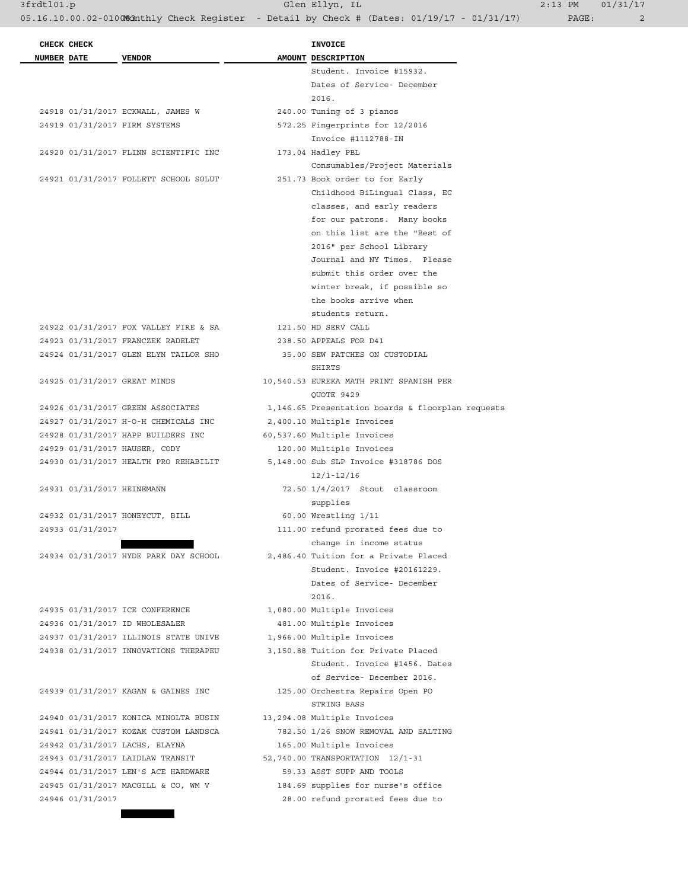| CHECK NUMBER | CHECK DATE | VENDOR | AMOUNT | INVOICE DESCRIPTION |
|---|---|---|---|---|
| | | | | Student. Invoice #15932. Dates of Service- December 2016. |
| 24918 | 01/31/2017 | ECKWALL, JAMES W | 240.00 | Tuning of 3 pianos |
| 24919 | 01/31/2017 | FIRM SYSTEMS | 572.25 | Fingerprints for 12/2016 Invoice #1112788-IN |
| 24920 | 01/31/2017 | FLINN SCIENTIFIC INC | 173.04 | Hadley PBL Consumables/Project Materials |
| 24921 | 01/31/2017 | FOLLETT SCHOOL SOLUT | 251.73 | Book order to for Early Childhood BiLingual Class, EC classes, and early readers for our patrons. Many books on this list are the "Best of 2016" per School Library Journal and NY Times. Please submit this order over the winter break, if possible so the books arrive when students return. |
| 24922 | 01/31/2017 | FOX VALLEY FIRE & SA | 121.50 | HD SERV CALL |
| 24923 | 01/31/2017 | FRANCZEK RADELET | 238.50 | APPEALS FOR D41 |
| 24924 | 01/31/2017 | GLEN ELYN TAILOR SHO | 35.00 | SEW PATCHES ON CUSTODIAL SHIRTS |
| 24925 | 01/31/2017 | GREAT MINDS | 10,540.53 | EUREKA MATH PRINT SPANISH PER QUOTE 9429 |
| 24926 | 01/31/2017 | GREEN ASSOCIATES | 1,146.65 | Presentation boards & floorplan requests |
| 24927 | 01/31/2017 | H-O-H CHEMICALS INC | 2,400.10 | Multiple Invoices |
| 24928 | 01/31/2017 | HAPP BUILDERS INC | 60,537.60 | Multiple Invoices |
| 24929 | 01/31/2017 | HAUSER, CODY | 120.00 | Multiple Invoices |
| 24930 | 01/31/2017 | HEALTH PRO REHABILIT | 5,148.00 | Sub SLP Invoice #318786 DOS 12/1-12/16 |
| 24931 | 01/31/2017 | HEINEMANN | 72.50 | 1/4/2017 Stout classroom supplies |
| 24932 | 01/31/2017 | HONEYCUT, BILL | 60.00 | Wrestling 1/11 |
| 24933 | 01/31/2017 | | 111.00 | refund prorated fees due to change in income status |
| 24934 | 01/31/2017 | HYDE PARK DAY SCHOOL | 2,486.40 | Tuition for a Private Placed Student. Invoice #20161229. Dates of Service- December 2016. |
| 24935 | 01/31/2017 | ICE CONFERENCE | 1,080.00 | Multiple Invoices |
| 24936 | 01/31/2017 | ID WHOLESALER | 481.00 | Multiple Invoices |
| 24937 | 01/31/2017 | ILLINOIS STATE UNIVE | 1,966.00 | Multiple Invoices |
| 24938 | 01/31/2017 | INNOVATIONS THERAPEU | 3,150.88 | Tuition for Private Placed Student. Invoice #1456. Dates of Service- December 2016. |
| 24939 | 01/31/2017 | KAGAN & GAINES INC | 125.00 | Orchestra Repairs Open PO STRING BASS |
| 24940 | 01/31/2017 | KONICA MINOLTA BUSIN | 13,294.08 | Multiple Invoices |
| 24941 | 01/31/2017 | KOZAK CUSTOM LANDSCA | 782.50 | 1/26 SNOW REMOVAL AND SALTING |
| 24942 | 01/31/2017 | LACHS, ELAYNA | 165.00 | Multiple Invoices |
| 24943 | 01/31/2017 | LAIDLAW TRANSIT | 52,740.00 | TRANSPORTATION 12/1-31 |
| 24944 | 01/31/2017 | LEN'S ACE HARDWARE | 59.33 | ASST SUPP AND TOOLS |
| 24945 | 01/31/2017 | MACGILL & CO, WM V | 184.69 | supplies for nurse's office |
| 24946 | 01/31/2017 | | 28.00 | refund prorated fees due to |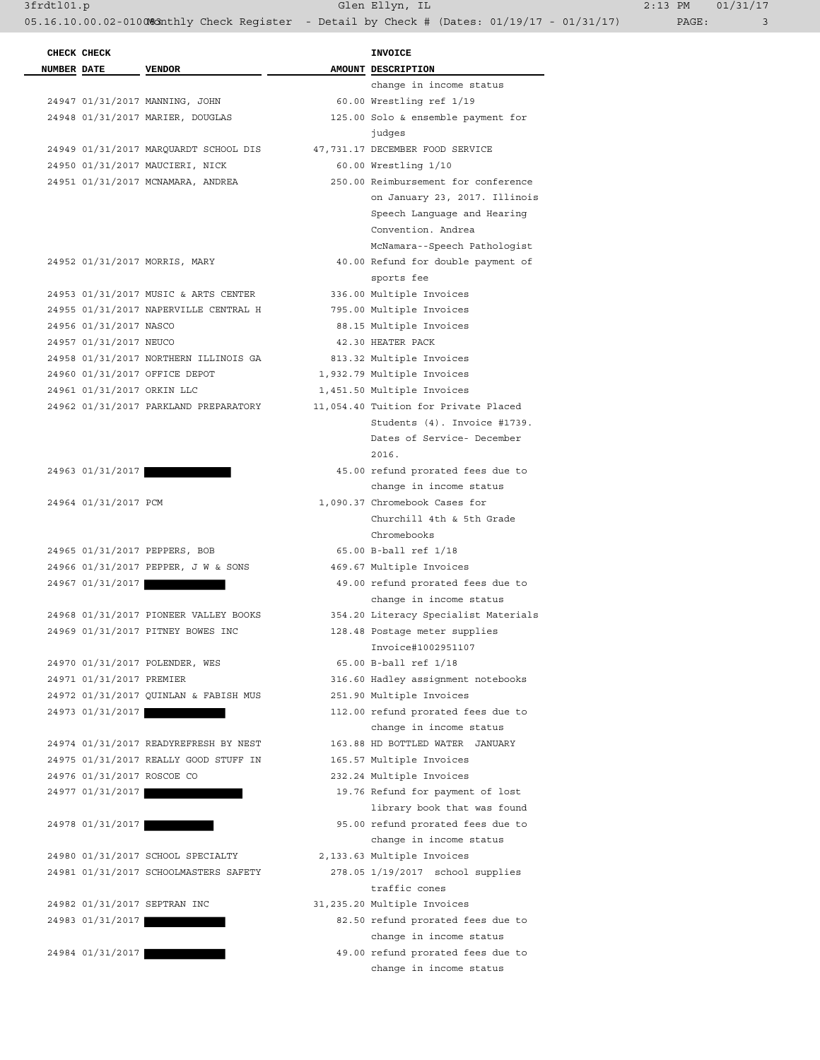| CHECK NUMBER | CHECK DATE | VENDOR | AMOUNT | INVOICE DESCRIPTION |
|---|---|---|---|---|
| | | | | change in income status |
| 24947 | 01/31/2017 | MANNING, JOHN | 60.00 | Wrestling ref 1/19 |
| 24948 | 01/31/2017 | MARIER, DOUGLAS | 125.00 | Solo & ensemble payment for judges |
| 24949 | 01/31/2017 | MARQUARDT SCHOOL DIS | 47,731.17 | DECEMBER FOOD SERVICE |
| 24950 | 01/31/2017 | MAUCIERI, NICK | 60.00 | Wrestling 1/10 |
| 24951 | 01/31/2017 | MCNAMARA, ANDREA | 250.00 | Reimbursement for conference on January 23, 2017. Illinois Speech Language and Hearing Convention. Andrea McNamara--Speech Pathologist |
| 24952 | 01/31/2017 | MORRIS, MARY | 40.00 | Refund for double payment of sports fee |
| 24953 | 01/31/2017 | MUSIC & ARTS CENTER | 336.00 | Multiple Invoices |
| 24955 | 01/31/2017 | NAPERVILLE CENTRAL H | 795.00 | Multiple Invoices |
| 24956 | 01/31/2017 | NASCO | 88.15 | Multiple Invoices |
| 24957 | 01/31/2017 | NEUCO | 42.30 | HEATER PACK |
| 24958 | 01/31/2017 | NORTHERN ILLINOIS GA | 813.32 | Multiple Invoices |
| 24960 | 01/31/2017 | OFFICE DEPOT | 1,932.79 | Multiple Invoices |
| 24961 | 01/31/2017 | ORKIN LLC | 1,451.50 | Multiple Invoices |
| 24962 | 01/31/2017 | PARKLAND PREPARATORY | 11,054.40 | Tuition for Private Placed Students (4). Invoice #1739. Dates of Service- December 2016. |
| 24963 | 01/31/2017 | [REDACTED] | 45.00 | refund prorated fees due to change in income status |
| 24964 | 01/31/2017 | PCM | 1,090.37 | Chromebook Cases for Churchill 4th & 5th Grade Chromebooks |
| 24965 | 01/31/2017 | PEPPERS, BOB | 65.00 | B-ball ref 1/18 |
| 24966 | 01/31/2017 | PEPPER, J W & SONS | 469.67 | Multiple Invoices |
| 24967 | 01/31/2017 | [REDACTED] | 49.00 | refund prorated fees due to change in income status |
| 24968 | 01/31/2017 | PIONEER VALLEY BOOKS | 354.20 | Literacy Specialist Materials |
| 24969 | 01/31/2017 | PITNEY BOWES INC | 128.48 | Postage meter supplies Invoice#1002951107 |
| 24970 | 01/31/2017 | POLENDER, WES | 65.00 | B-ball ref 1/18 |
| 24971 | 01/31/2017 | PREMIER | 316.60 | Hadley assignment notebooks |
| 24972 | 01/31/2017 | QUINLAN & FABISH MUS | 251.90 | Multiple Invoices |
| 24973 | 01/31/2017 | [REDACTED] | 112.00 | refund prorated fees due to change in income status |
| 24974 | 01/31/2017 | READYREFRESH BY NEST | 163.88 | HD BOTTLED WATER JANUARY |
| 24975 | 01/31/2017 | REALLY GOOD STUFF IN | 165.57 | Multiple Invoices |
| 24976 | 01/31/2017 | ROSCOE CO | 232.24 | Multiple Invoices |
| 24977 | 01/31/2017 | [REDACTED] | 19.76 | Refund for payment of lost library book that was found |
| 24978 | 01/31/2017 | [REDACTED] | 95.00 | refund prorated fees due to change in income status |
| 24980 | 01/31/2017 | SCHOOL SPECIALTY | 2,133.63 | Multiple Invoices |
| 24981 | 01/31/2017 | SCHOOLMASTERS SAFETY | 278.05 | 1/19/2017 school supplies traffic cones |
| 24982 | 01/31/2017 | SEPTRAN INC | 31,235.20 | Multiple Invoices |
| 24983 | 01/31/2017 | [REDACTED] | 82.50 | refund prorated fees due to change in income status |
| 24984 | 01/31/2017 | [REDACTED] | 49.00 | refund prorated fees due to change in income status |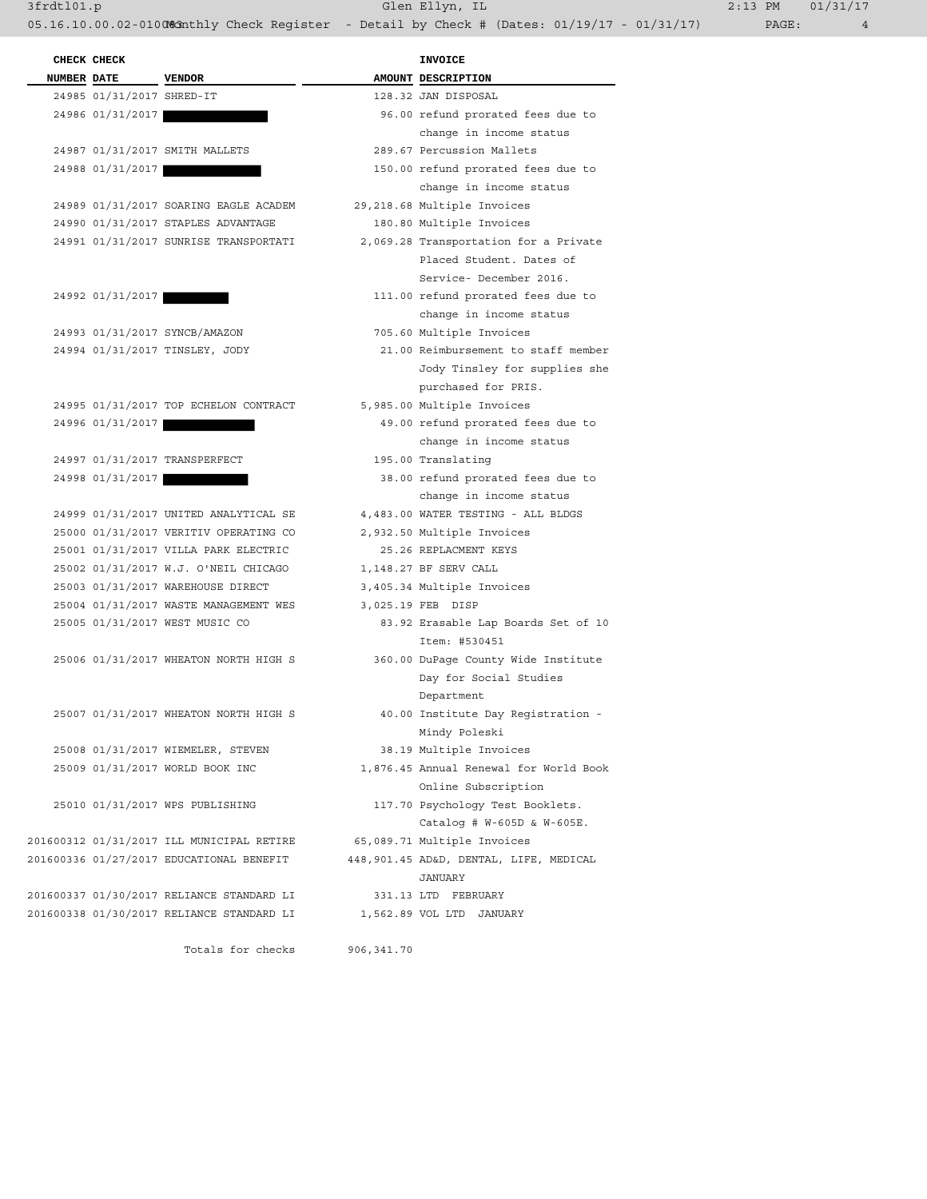| CHECK NUMBER | CHECK DATE | VENDOR | AMOUNT | INVOICE DESCRIPTION |
|---|---|---|---|---|
| 24985 | 01/31/2017 | SHRED-IT | 128.32 | JAN DISPOSAL |
| 24986 | 01/31/2017 | ████████ | 96.00 | refund prorated fees due to change in income status |
| 24987 | 01/31/2017 | SMITH MALLETS | 289.67 | Percussion Mallets |
| 24988 | 01/31/2017 | ████████ | 150.00 | refund prorated fees due to change in income status |
| 24989 | 01/31/2017 | SOARING EAGLE ACADEM | 29,218.68 | Multiple Invoices |
| 24990 | 01/31/2017 | STAPLES ADVANTAGE | 180.80 | Multiple Invoices |
| 24991 | 01/31/2017 | SUNRISE TRANSPORTATI | 2,069.28 | Transportation for a Private Placed Student. Dates of Service- December 2016. |
| 24992 | 01/31/2017 | ████████ | 111.00 | refund prorated fees due to change in income status |
| 24993 | 01/31/2017 | SYNCB/AMAZON | 705.60 | Multiple Invoices |
| 24994 | 01/31/2017 | TINSLEY, JODY | 21.00 | Reimbursement to staff member Jody Tinsley for supplies she purchased for PRIS. |
| 24995 | 01/31/2017 | TOP ECHELON CONTRACT | 5,985.00 | Multiple Invoices |
| 24996 | 01/31/2017 | ████████ | 49.00 | refund prorated fees due to change in income status |
| 24997 | 01/31/2017 | TRANSPERFECT | 195.00 | Translating |
| 24998 | 01/31/2017 | ████████ | 38.00 | refund prorated fees due to change in income status |
| 24999 | 01/31/2017 | UNITED ANALYTICAL SE | 4,483.00 | WATER TESTING - ALL BLDGS |
| 25000 | 01/31/2017 | VERITIV OPERATING CO | 2,932.50 | Multiple Invoices |
| 25001 | 01/31/2017 | VILLA PARK ELECTRIC | 25.26 | REPLACMENT KEYS |
| 25002 | 01/31/2017 | W.J. O'NEIL CHICAGO | 1,148.27 | BF SERV CALL |
| 25003 | 01/31/2017 | WAREHOUSE DIRECT | 3,405.34 | Multiple Invoices |
| 25004 | 01/31/2017 | WASTE MANAGEMENT WES | 3,025.19 | FEB DISP |
| 25005 | 01/31/2017 | WEST MUSIC CO | 83.92 | Erasable Lap Boards Set of 10 Item: #530451 |
| 25006 | 01/31/2017 | WHEATON NORTH HIGH S | 360.00 | DuPage County Wide Institute Day for Social Studies Department |
| 25007 | 01/31/2017 | WHEATON NORTH HIGH S | 40.00 | Institute Day Registration - Mindy Poleski |
| 25008 | 01/31/2017 | WIEMELER, STEVEN | 38.19 | Multiple Invoices |
| 25009 | 01/31/2017 | WORLD BOOK INC | 1,876.45 | Annual Renewal for World Book Online Subscription |
| 25010 | 01/31/2017 | WPS PUBLISHING | 117.70 | Psychology Test Booklets. Catalog # W-605D & W-605E. |
| 201600312 | 01/31/2017 | ILL MUNICIPAL RETIRE | 65,089.71 | Multiple Invoices |
| 201600336 | 01/27/2017 | EDUCATIONAL BENEFIT | 448,901.45 | AD&D, DENTAL, LIFE, MEDICAL JANUARY |
| 201600337 | 01/30/2017 | RELIANCE STANDARD LI | 331.13 | LTD FEBRUARY |
| 201600338 | 01/30/2017 | RELIANCE STANDARD LI | 1,562.89 | VOL LTD JANUARY |
| | | Totals for checks | 906,341.70 | |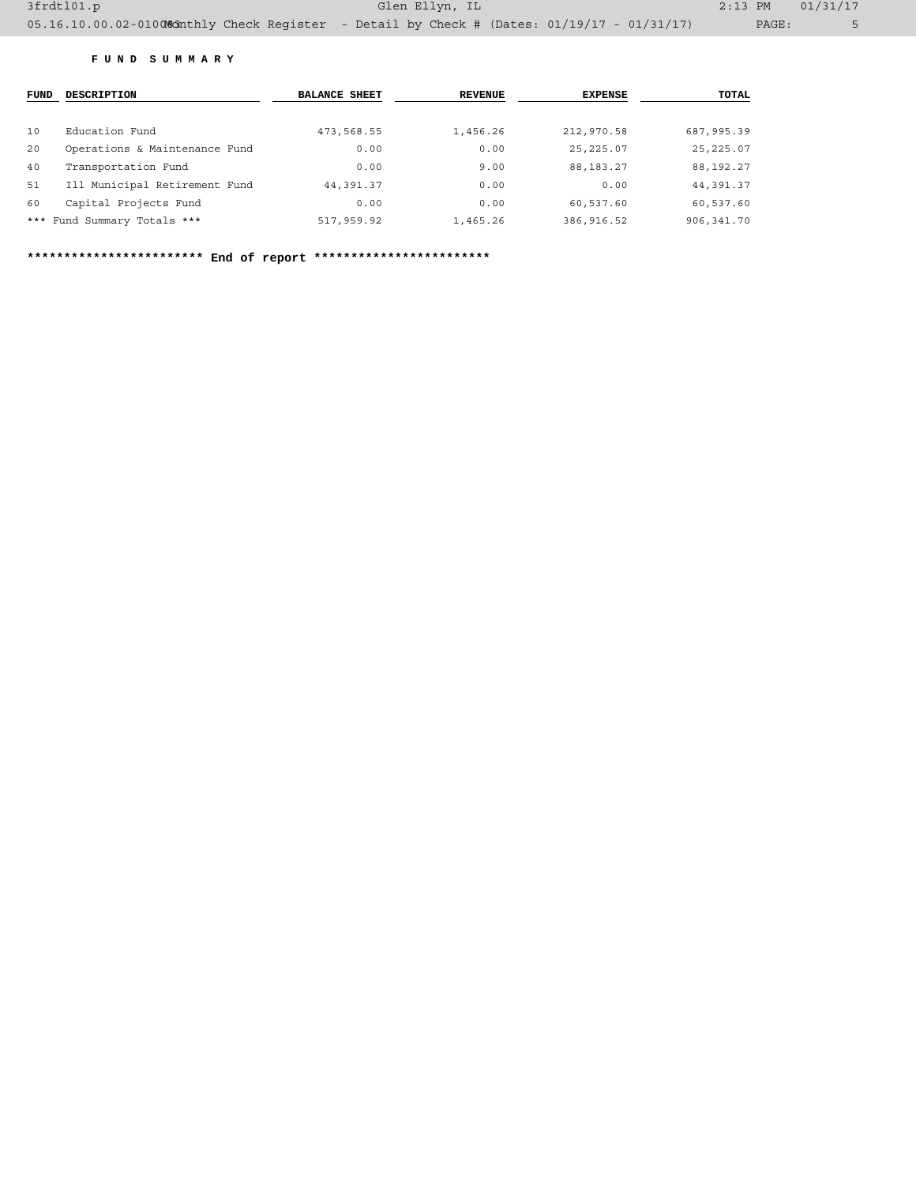**F U N D   S U M M A R Y**

| FUND | DESCRIPTION | BALANCE SHEET | REVENUE | EXPENSE | TOTAL |
|---|---|---|---|---|---|
| 10 | Education Fund | 473,568.55 | 1,456.26 | 212,970.58 | 687,995.39 |
| 20 | Operations & Maintenance Fund | 0.00 | 0.00 | 25,225.07 | 25,225.07 |
| 40 | Transportation Fund | 0.00 | 9.00 | 88,183.27 | 88,192.27 |
| 51 | Ill Municipal Retirement Fund | 44,391.37 | 0.00 | 0.00 | 44,391.37 |
| 60 | Capital Projects Fund | 0.00 | 0.00 | 60,537.60 | 60,537.60 |
| *** Fund Summary Totals *** | | 517,959.92 | 1,465.26 | 386,916.52 | 906,341.70 |

**************************** End of report ****************************